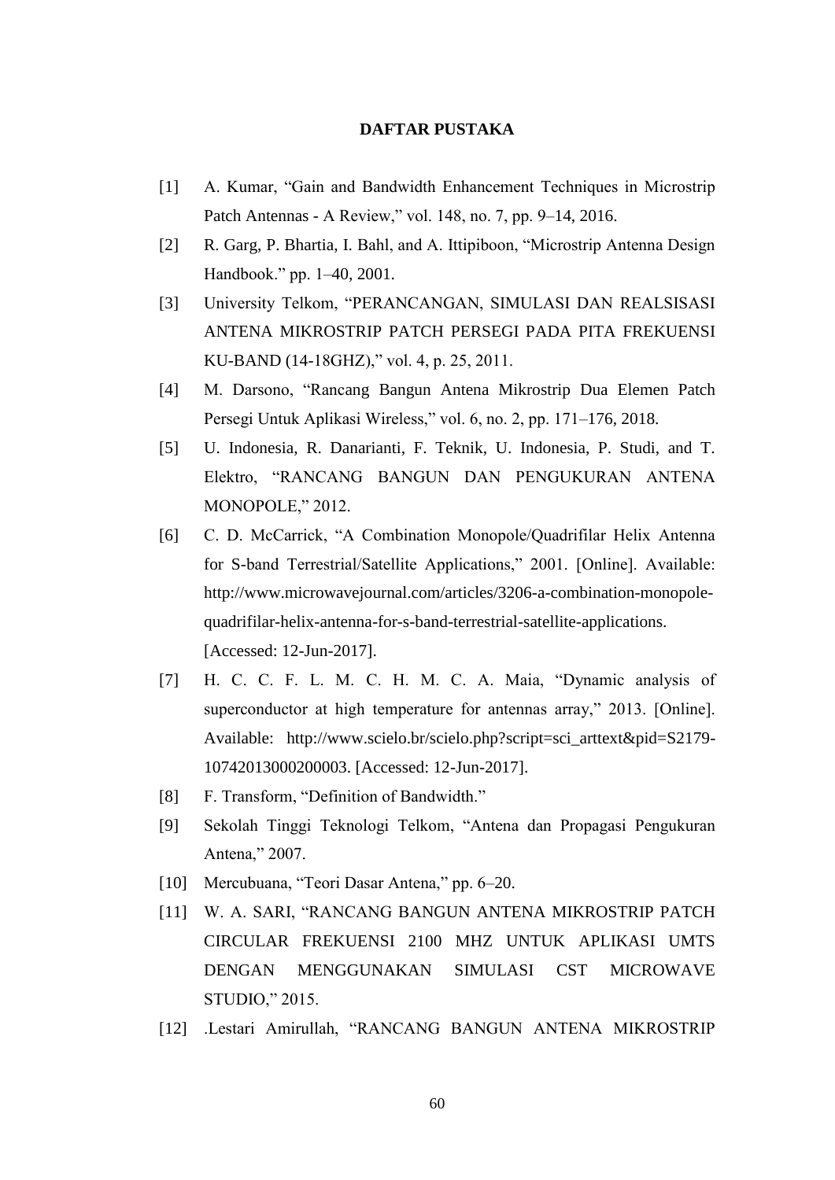# DAFTAR PUSTAKA

[1] A. Kumar, “Gain and Bandwidth Enhancement Techniques in Microstrip Patch Antennas - A Review,” vol. 148, no. 7, pp. 9–14, 2016.

[2] R. Garg, P. Bhartia, I. Bahl, and A. Ittipiboon, “Microstrip Antenna Design Handbook.” pp. 1–40, 2001.

[3] University Telkom, “PERANCANGAN, SIMULASI DAN REALSISASI ANTENA MIKROSTRIP PATCH PERSEGI PADA PITA FREKUENSI KU-BAND (14-18GHZ),” vol. 4, p. 25, 2011.

[4] M. Darsono, “Rancang Bangun Antena Mikrostrip Dua Elemen Patch Persegi Untuk Aplikasi Wireless,” vol. 6, no. 2, pp. 171–176, 2018.

[5] U. Indonesia, R. Danarianti, F. Teknik, U. Indonesia, P. Studi, and T. Elektro, “RANCANG BANGUN DAN PENGUKURAN ANTENA MONOPOLE,” 2012.

[6] C. D. McCarrick, “A Combination Monopole/Quadrifilar Helix Antenna for S-band Terrestrial/Satellite Applications,” 2001. [Online]. Available: http://www.microwavejournal.com/articles/3206-a-combination-monopole-quadrifilar-helix-antenna-for-s-band-terrestrial-satellite-applications. [Accessed: 12-Jun-2017].

[7] H. C. C. F. L. M. C. H. M. C. A. Maia, “Dynamic analysis of superconductor at high temperature for antennas array,” 2013. [Online]. Available: http://www.scielo.br/scielo.php?script=sci_arttext&pid=S2179-10742013000200003. [Accessed: 12-Jun-2017].

[8] F. Transform, “Definition of Bandwidth.”

[9] Sekolah Tinggi Teknologi Telkom, “Antena dan Propagasi Pengukuran Antena,” 2007.

[10] Mercubuana, “Teori Dasar Antena,” pp. 6–20.

[11] W. A. SARI, “RANCANG BANGUN ANTENA MIKROSTRIP PATCH CIRCULAR FREKUENSI 2100 MHZ UNTUK APLIKASI UMTS DENGAN MENGGUNAKAN SIMULASI CST MICROWAVE STUDIO,” 2015.

[12] .Lestari Amirullah, “RANCANG BANGUN ANTENA MIKROSTRIP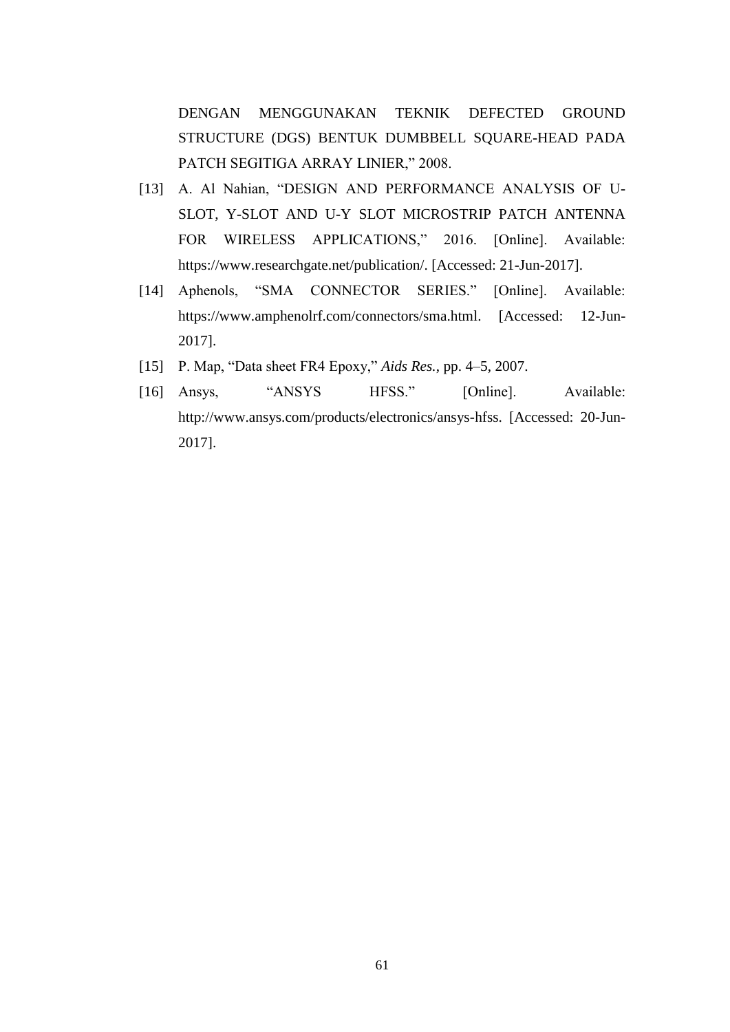DENGAN MENGGUNAKAN TEKNIK DEFECTED GROUND STRUCTURE (DGS) BENTUK DUMBBELL SQUARE-HEAD PADA PATCH SEGITIGA ARRAY LINIER," 2008.

[13] A. Al Nahian, "DESIGN AND PERFORMANCE ANALYSIS OF U-SLOT, Y-SLOT AND U-Y SLOT MICROSTRIP PATCH ANTENNA FOR WIRELESS APPLICATIONS," 2016. [Online]. Available: https://www.researchgate.net/publication/. [Accessed: 21-Jun-2017].

[14] Aphenols, "SMA CONNECTOR SERIES." [Online]. Available: https://www.amphenolrf.com/connectors/sma.html. [Accessed: 12-Jun-2017].

[15] P. Map, "Data sheet FR4 Epoxy," *Aids Res.*, pp. 4–5, 2007.

[16] Ansys, "ANSYS HFSS." [Online]. Available: http://www.ansys.com/products/electronics/ansys-hfss. [Accessed: 20-Jun-2017].